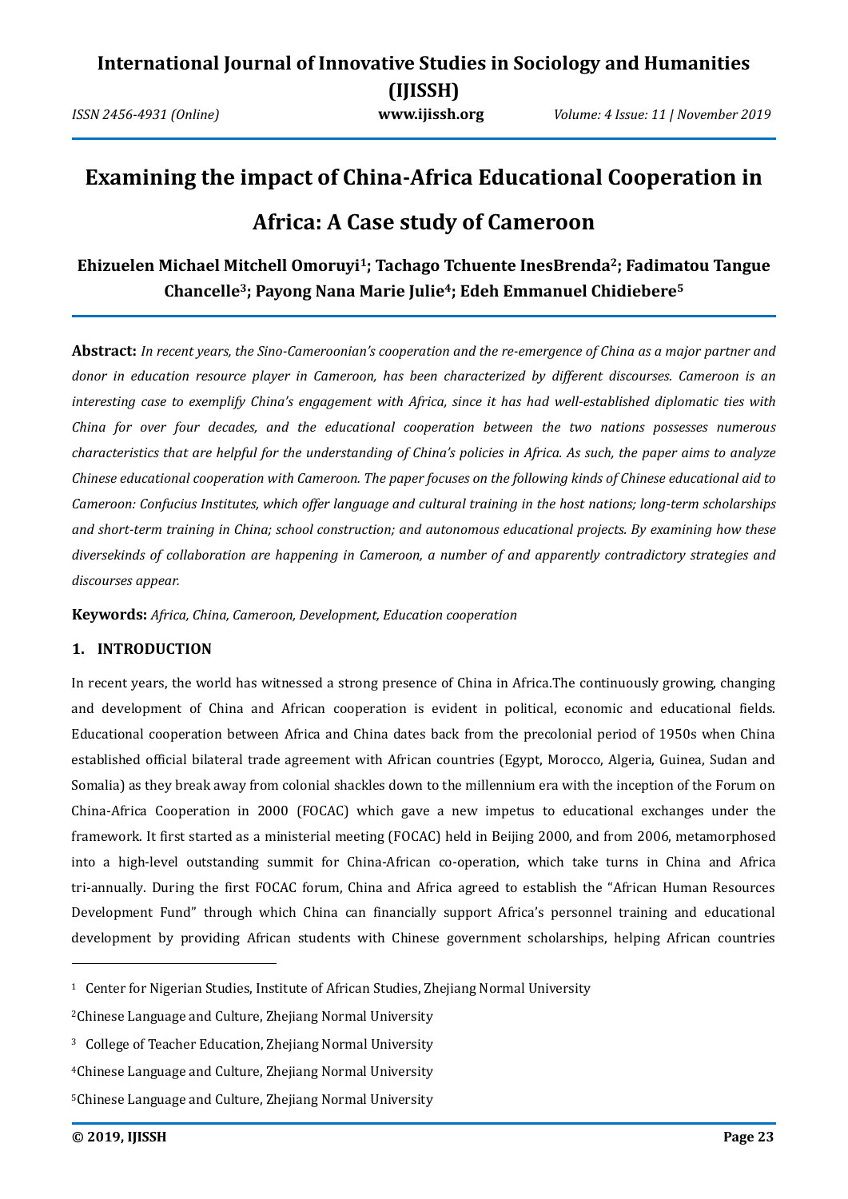# Examining the impact of China-Africa Educational Cooperation in Africa: A Case study of Cameroon

**Ehizuelen Michael Mitchell Omoruyi[1]; Tachago Tchuente InesBrenda[2]; Fadimatou Tangue Chancelle[3]; Payong Nana Marie Julie[4]; Edeh Emmanuel Chidiebere[5]**

**Abstract:** *In recent years, the Sino-Cameroonian's cooperation and the re-emergence of China as a major partner and donor in education resource player in Cameroon, has been characterized by different discourses. Cameroon is an interesting case to exemplify China's engagement with Africa, since it has had well-established diplomatic ties with China for over four decades, and the educational cooperation between the two nations possesses numerous characteristics that are helpful for the understanding of China's policies in Africa. As such, the paper aims to analyze Chinese educational cooperation with Cameroon. The paper focuses on the following kinds of Chinese educational aid to Cameroon: Confucius Institutes, which offer language and cultural training in the host nations; long-term scholarships and short-term training in China; school construction; and autonomous educational projects. By examining how these diversekinds of collaboration are happening in Cameroon, a number of and apparently contradictory strategies and discourses appear.*

**Keywords:** *Africa, China, Cameroon, Development, Education cooperation*

## 1. INTRODUCTION

In recent years, the world has witnessed a strong presence of China in Africa.The continuously growing, changing and development of China and African cooperation is evident in political, economic and educational fields. Educational cooperation between Africa and China dates back from the precolonial period of 1950s when China established official bilateral trade agreement with African countries (Egypt, Morocco, Algeria, Guinea, Sudan and Somalia) as they break away from colonial shackles down to the millennium era with the inception of the Forum on China-Africa Cooperation in 2000 (FOCAC) which gave a new impetus to educational exchanges under the framework. It first started as a ministerial meeting (FOCAC) held in Beijing 2000, and from 2006, metamorphosed into a high-level outstanding summit for China-African co-operation, which take turns in China and Africa tri-annually. During the first FOCAC forum, China and Africa agreed to establish the "African Human Resources Development Fund" through which China can financially support Africa's personnel training and educational development by providing African students with Chinese government scholarships, helping African countries

---

[1] Center for Nigerian Studies, Institute of African Studies, Zhejiang Normal University

[2] Chinese Language and Culture, Zhejiang Normal University

[3] College of Teacher Education, Zhejiang Normal University

[4] Chinese Language and Culture, Zhejiang Normal University

[5] Chinese Language and Culture, Zhejiang Normal University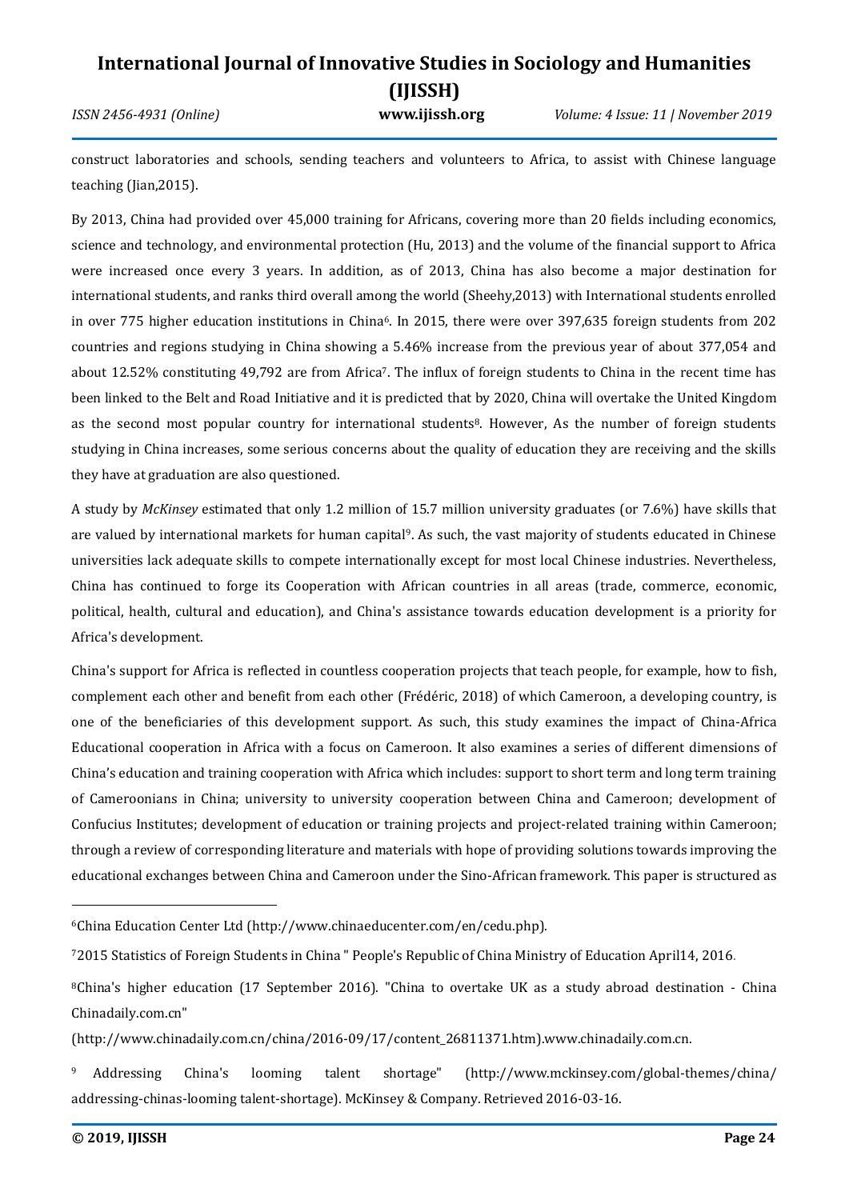construct laboratories and schools, sending teachers and volunteers to Africa, to assist with Chinese language teaching (Jian,2015).

By 2013, China had provided over 45,000 training for Africans, covering more than 20 fields including economics, science and technology, and environmental protection (Hu, 2013) and the volume of the financial support to Africa were increased once every 3 years. In addition, as of 2013, China has also become a major destination for international students, and ranks third overall among the world (Sheehy,2013) with International students enrolled in over 775 higher education institutions in China[6]. In 2015, there were over 397,635 foreign students from 202 countries and regions studying in China showing a 5.46% increase from the previous year of about 377,054 and about 12.52% constituting 49,792 are from Africa[7]. The influx of foreign students to China in the recent time has been linked to the Belt and Road Initiative and it is predicted that by 2020, China will overtake the United Kingdom as the second most popular country for international students[8]. However, As the number of foreign students studying in China increases, some serious concerns about the quality of education they are receiving and the skills they have at graduation are also questioned.

A study by *McKinsey* estimated that only 1.2 million of 15.7 million university graduates (or 7.6%) have skills that are valued by international markets for human capital[9]. As such, the vast majority of students educated in Chinese universities lack adequate skills to compete internationally except for most local Chinese industries. Nevertheless, China has continued to forge its Cooperation with African countries in all areas (trade, commerce, economic, political, health, cultural and education), and China's assistance towards education development is a priority for Africa's development.

China's support for Africa is reflected in countless cooperation projects that teach people, for example, how to fish, complement each other and benefit from each other (Frédéric, 2018) of which Cameroon, a developing country, is one of the beneficiaries of this development support. As such, this study examines the impact of China-Africa Educational cooperation in Africa with a focus on Cameroon. It also examines a series of different dimensions of China's education and training cooperation with Africa which includes: support to short term and long term training of Cameroonians in China; university to university cooperation between China and Cameroon; development of Confucius Institutes; development of education or training projects and project-related training within Cameroon; through a review of corresponding literature and materials with hope of providing solutions towards improving the educational exchanges between China and Cameroon under the Sino-African framework. This paper is structured as

---

[6]China Education Center Ltd (http://www.chinaeducenter.com/en/cedu.php).

[7]2015 Statistics of Foreign Students in China " People's Republic of China Ministry of Education April14, 2016.

[8]China's higher education (17 September 2016). "China to overtake UK as a study abroad destination - China Chinadaily.com.cn"

(http://www.chinadaily.com.cn/china/2016-09/17/content_26811371.htm).www.chinadaily.com.cn.

[9] Addressing China's looming talent shortage" (http://www.mckinsey.com/global-themes/china/addressing-chinas-looming talent-shortage). McKinsey & Company. Retrieved 2016-03-16.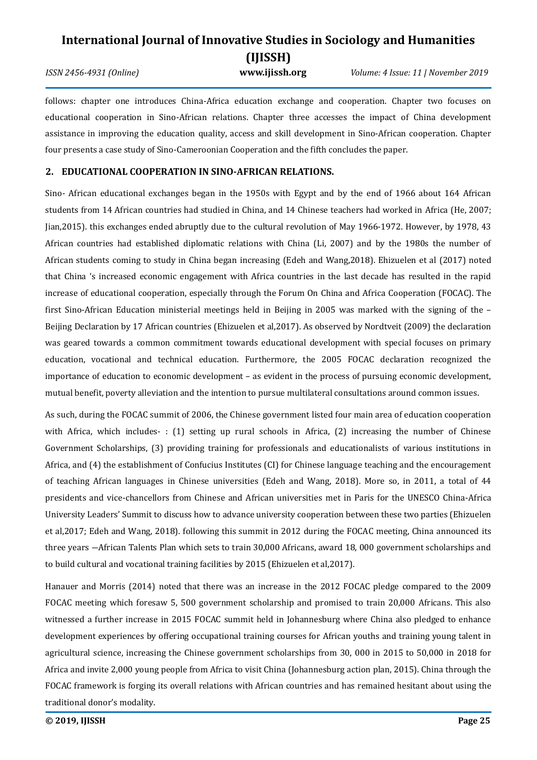follows: chapter one introduces China-Africa education exchange and cooperation. Chapter two focuses on educational cooperation in Sino-African relations. Chapter three accesses the impact of China development assistance in improving the education quality, access and skill development in Sino-African cooperation. Chapter four presents a case study of Sino-Cameroonian Cooperation and the fifth concludes the paper.

## 2. EDUCATIONAL COOPERATION IN SINO-AFRICAN RELATIONS.

Sino- African educational exchanges began in the 1950s with Egypt and by the end of 1966 about 164 African students from 14 African countries had studied in China, and 14 Chinese teachers had worked in Africa (He, 2007; Jian,2015). this exchanges ended abruptly due to the cultural revolution of May 1966-1972. However, by 1978, 43 African countries had established diplomatic relations with China (Li, 2007) and by the 1980s the number of African students coming to study in China began increasing (Edeh and Wang,2018). Ehizuelen et al (2017) noted that China 's increased economic engagement with Africa countries in the last decade has resulted in the rapid increase of educational cooperation, especially through the Forum On China and Africa Cooperation (FOCAC). The first Sino-African Education ministerial meetings held in Beijing in 2005 was marked with the signing of the – Beijing Declaration by 17 African countries (Ehizuelen et al,2017). As observed by Nordtveit (2009) the declaration was geared towards a common commitment towards educational development with special focuses on primary education, vocational and technical education. Furthermore, the 2005 FOCAC declaration recognized the importance of education to economic development – as evident in the process of pursuing economic development, mutual benefit, poverty alleviation and the intention to pursue multilateral consultations around common issues.

As such, during the FOCAC summit of 2006, the Chinese government listed four main area of education cooperation with Africa, which includes- : (1) setting up rural schools in Africa, (2) increasing the number of Chinese Government Scholarships, (3) providing training for professionals and educationalists of various institutions in Africa, and (4) the establishment of Confucius Institutes (CI) for Chinese language teaching and the encouragement of teaching African languages in Chinese universities (Edeh and Wang, 2018). More so, in 2011, a total of 44 presidents and vice-chancellors from Chinese and African universities met in Paris for the UNESCO China-Africa University Leaders' Summit to discuss how to advance university cooperation between these two parties (Ehizuelen et al,2017; Edeh and Wang, 2018). following this summit in 2012 during the FOCAC meeting, China announced its three years —African Talents Plan which sets to train 30,000 Africans, award 18, 000 government scholarships and to build cultural and vocational training facilities by 2015 (Ehizuelen et al,2017).

Hanauer and Morris (2014) noted that there was an increase in the 2012 FOCAC pledge compared to the 2009 FOCAC meeting which foresaw 5, 500 government scholarship and promised to train 20,000 Africans. This also witnessed a further increase in 2015 FOCAC summit held in Johannesburg where China also pledged to enhance development experiences by offering occupational training courses for African youths and training young talent in agricultural science, increasing the Chinese government scholarships from 30, 000 in 2015 to 50,000 in 2018 for Africa and invite 2,000 young people from Africa to visit China (Johannesburg action plan, 2015). China through the FOCAC framework is forging its overall relations with African countries and has remained hesitant about using the traditional donor's modality.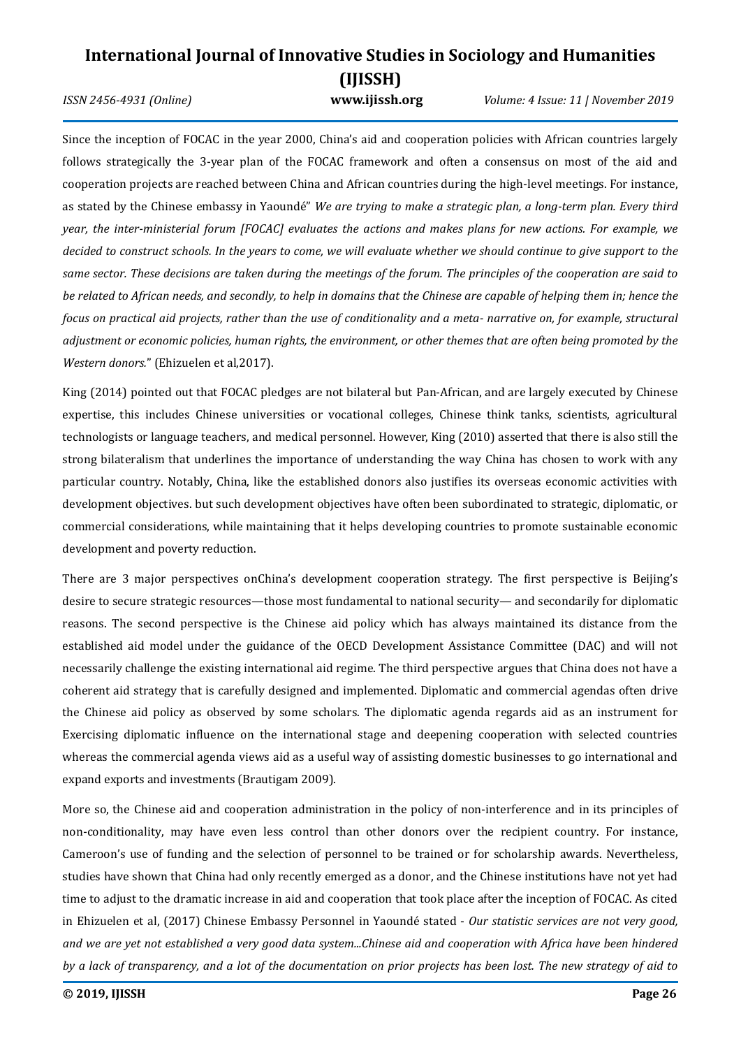Since the inception of FOCAC in the year 2000, China's aid and cooperation policies with African countries largely follows strategically the 3-year plan of the FOCAC framework and often a consensus on most of the aid and cooperation projects are reached between China and African countries during the high-level meetings. For instance, as stated by the Chinese embassy in Yaoundé" *We are trying to make a strategic plan, a long-term plan. Every third year, the inter-ministerial forum [FOCAC] evaluates the actions and makes plans for new actions. For example, we decided to construct schools. In the years to come, we will evaluate whether we should continue to give support to the same sector. These decisions are taken during the meetings of the forum. The principles of the cooperation are said to be related to African needs, and secondly, to help in domains that the Chinese are capable of helping them in; hence the focus on practical aid projects, rather than the use of conditionality and a meta- narrative on, for example, structural adjustment or economic policies, human rights, the environment, or other themes that are often being promoted by the Western donors.*" (Ehizuelen et al,2017).

King (2014) pointed out that FOCAC pledges are not bilateral but Pan-African, and are largely executed by Chinese expertise, this includes Chinese universities or vocational colleges, Chinese think tanks, scientists, agricultural technologists or language teachers, and medical personnel. However, King (2010) asserted that there is also still the strong bilateralism that underlines the importance of understanding the way China has chosen to work with any particular country. Notably, China, like the established donors also justifies its overseas economic activities with development objectives. but such development objectives have often been subordinated to strategic, diplomatic, or commercial considerations, while maintaining that it helps developing countries to promote sustainable economic development and poverty reduction.

There are 3 major perspectives onChina's development cooperation strategy. The first perspective is Beijing's desire to secure strategic resources—those most fundamental to national security— and secondarily for diplomatic reasons. The second perspective is the Chinese aid policy which has always maintained its distance from the established aid model under the guidance of the OECD Development Assistance Committee (DAC) and will not necessarily challenge the existing international aid regime. The third perspective argues that China does not have a coherent aid strategy that is carefully designed and implemented. Diplomatic and commercial agendas often drive the Chinese aid policy as observed by some scholars. The diplomatic agenda regards aid as an instrument for Exercising diplomatic influence on the international stage and deepening cooperation with selected countries whereas the commercial agenda views aid as a useful way of assisting domestic businesses to go international and expand exports and investments (Brautigam 2009).

More so, the Chinese aid and cooperation administration in the policy of non-interference and in its principles of non-conditionality, may have even less control than other donors over the recipient country. For instance, Cameroon's use of funding and the selection of personnel to be trained or for scholarship awards. Nevertheless, studies have shown that China had only recently emerged as a donor, and the Chinese institutions have not yet had time to adjust to the dramatic increase in aid and cooperation that took place after the inception of FOCAC. As cited in Ehizuelen et al, (2017) Chinese Embassy Personnel in Yaoundé stated - *Our statistic services are not very good, and we are yet not established a very good data system...Chinese aid and cooperation with Africa have been hindered by a lack of transparency, and a lot of the documentation on prior projects has been lost. The new strategy of aid to*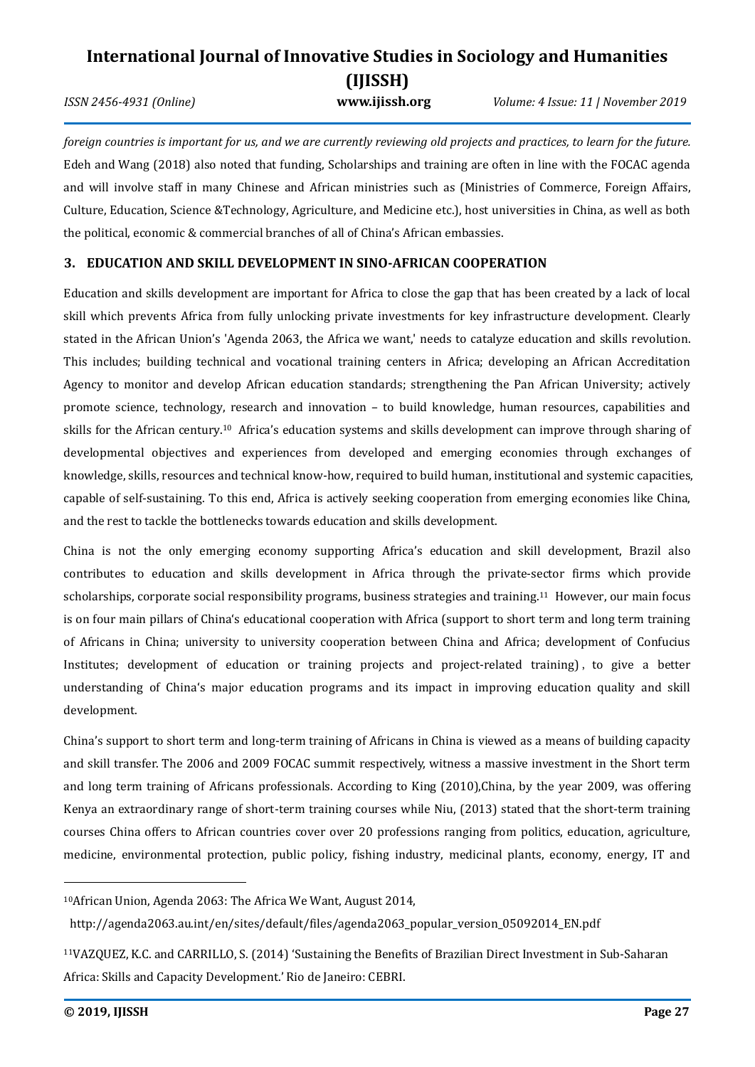*foreign countries is important for us, and we are currently reviewing old projects and practices, to learn for the future.* Edeh and Wang (2018) also noted that funding, Scholarships and training are often in line with the FOCAC agenda and will involve staff in many Chinese and African ministries such as (Ministries of Commerce, Foreign Affairs, Culture, Education, Science &Technology, Agriculture, and Medicine etc.), host universities in China, as well as both the political, economic & commercial branches of all of China's African embassies.

## 3. EDUCATION AND SKILL DEVELOPMENT IN SINO-AFRICAN COOPERATION

Education and skills development are important for Africa to close the gap that has been created by a lack of local skill which prevents Africa from fully unlocking private investments for key infrastructure development. Clearly stated in the African Union's 'Agenda 2063, the Africa we want,' needs to catalyze education and skills revolution. This includes; building technical and vocational training centers in Africa; developing an African Accreditation Agency to monitor and develop African education standards; strengthening the Pan African University; actively promote science, technology, research and innovation – to build knowledge, human resources, capabilities and skills for the African century.[10] Africa's education systems and skills development can improve through sharing of developmental objectives and experiences from developed and emerging economies through exchanges of knowledge, skills, resources and technical know-how, required to build human, institutional and systemic capacities, capable of self-sustaining. To this end, Africa is actively seeking cooperation from emerging economies like China, and the rest to tackle the bottlenecks towards education and skills development.

China is not the only emerging economy supporting Africa's education and skill development, Brazil also contributes to education and skills development in Africa through the private-sector firms which provide scholarships, corporate social responsibility programs, business strategies and training.[11] However, our main focus is on four main pillars of China's educational cooperation with Africa (support to short term and long term training of Africans in China; university to university cooperation between China and Africa; development of Confucius Institutes; development of education or training projects and project-related training) , to give a better understanding of China's major education programs and its impact in improving education quality and skill development.

China's support to short term and long-term training of Africans in China is viewed as a means of building capacity and skill transfer. The 2006 and 2009 FOCAC summit respectively, witness a massive investment in the Short term and long term training of Africans professionals. According to King (2010),China, by the year 2009, was offering Kenya an extraordinary range of short-term training courses while Niu, (2013) stated that the short-term training courses China offers to African countries cover over 20 professions ranging from politics, education, agriculture, medicine, environmental protection, public policy, fishing industry, medicinal plants, economy, energy, IT and

---

[10] African Union, Agenda 2063: The Africa We Want, August 2014, http://agenda2063.au.int/en/sites/default/files/agenda2063_popular_version_05092014_EN.pdf

[11] VAZQUEZ, K.C. and CARRILLO, S. (2014) 'Sustaining the Benefits of Brazilian Direct Investment in Sub-Saharan Africa: Skills and Capacity Development.' Rio de Janeiro: CEBRI.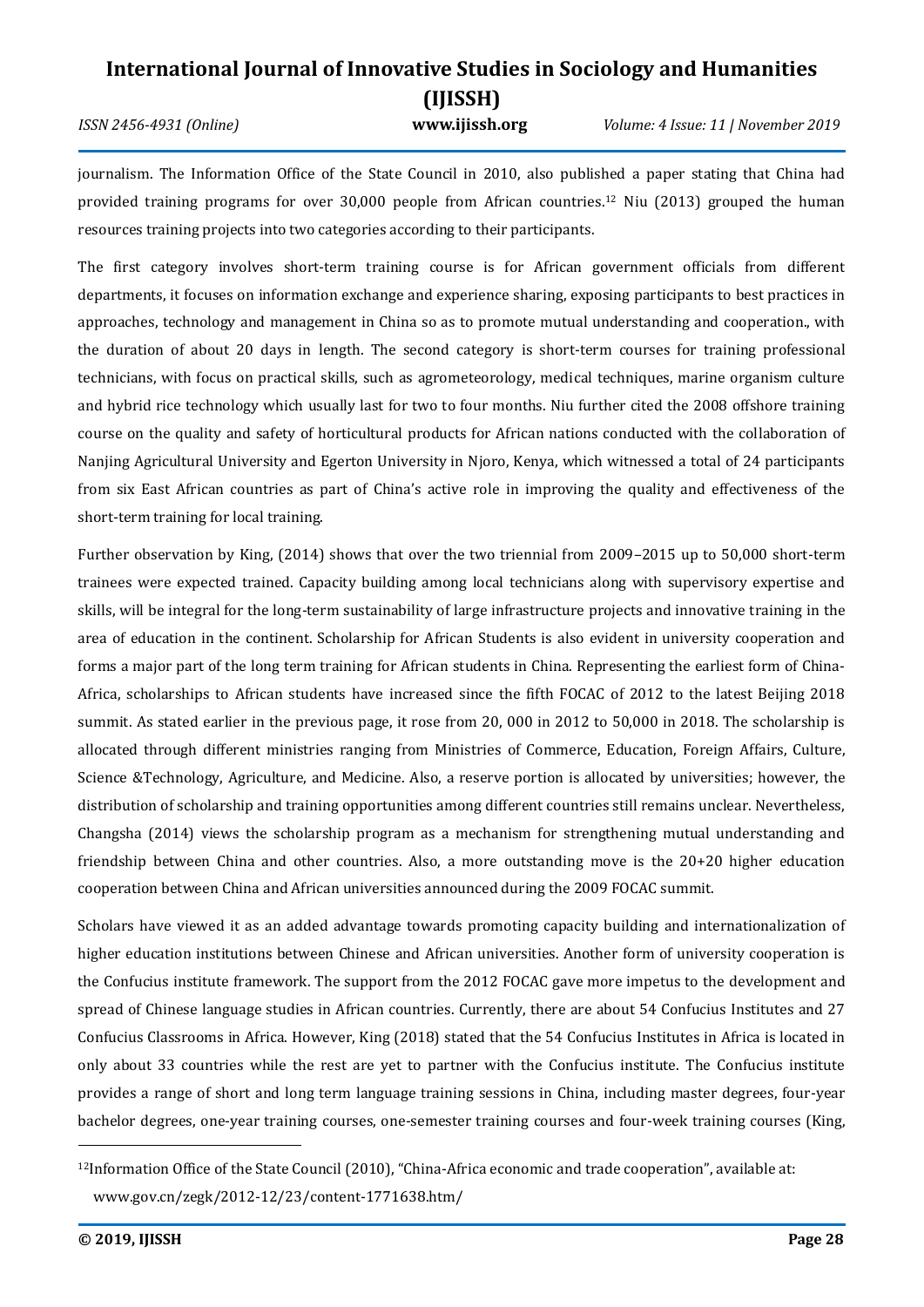journalism. The Information Office of the State Council in 2010, also published a paper stating that China had provided training programs for over 30,000 people from African countries.[12] Niu (2013) grouped the human resources training projects into two categories according to their participants.

The first category involves short-term training course is for African government officials from different departments, it focuses on information exchange and experience sharing, exposing participants to best practices in approaches, technology and management in China so as to promote mutual understanding and cooperation., with the duration of about 20 days in length. The second category is short-term courses for training professional technicians, with focus on practical skills, such as agrometeorology, medical techniques, marine organism culture and hybrid rice technology which usually last for two to four months. Niu further cited the 2008 offshore training course on the quality and safety of horticultural products for African nations conducted with the collaboration of Nanjing Agricultural University and Egerton University in Njoro, Kenya, which witnessed a total of 24 participants from six East African countries as part of China's active role in improving the quality and effectiveness of the short-term training for local training.

Further observation by King, (2014) shows that over the two triennial from 2009–2015 up to 50,000 short-term trainees were expected trained. Capacity building among local technicians along with supervisory expertise and skills, will be integral for the long-term sustainability of large infrastructure projects and innovative training in the area of education in the continent. Scholarship for African Students is also evident in university cooperation and forms a major part of the long term training for African students in China. Representing the earliest form of China-Africa, scholarships to African students have increased since the fifth FOCAC of 2012 to the latest Beijing 2018 summit. As stated earlier in the previous page, it rose from 20, 000 in 2012 to 50,000 in 2018. The scholarship is allocated through different ministries ranging from Ministries of Commerce, Education, Foreign Affairs, Culture, Science &Technology, Agriculture, and Medicine. Also, a reserve portion is allocated by universities; however, the distribution of scholarship and training opportunities among different countries still remains unclear. Nevertheless, Changsha (2014) views the scholarship program as a mechanism for strengthening mutual understanding and friendship between China and other countries. Also, a more outstanding move is the 20+20 higher education cooperation between China and African universities announced during the 2009 FOCAC summit.

Scholars have viewed it as an added advantage towards promoting capacity building and internationalization of higher education institutions between Chinese and African universities. Another form of university cooperation is the Confucius institute framework. The support from the 2012 FOCAC gave more impetus to the development and spread of Chinese language studies in African countries. Currently, there are about 54 Confucius Institutes and 27 Confucius Classrooms in Africa. However, King (2018) stated that the 54 Confucius Institutes in Africa is located in only about 33 countries while the rest are yet to partner with the Confucius institute. The Confucius institute provides a range of short and long term language training sessions in China, including master degrees, four-year bachelor degrees, one-year training courses, one-semester training courses and four-week training courses (King,

---

[12] Information Office of the State Council (2010), "China-Africa economic and trade cooperation", available at: www.gov.cn/zegk/2012-12/23/content-1771638.htm/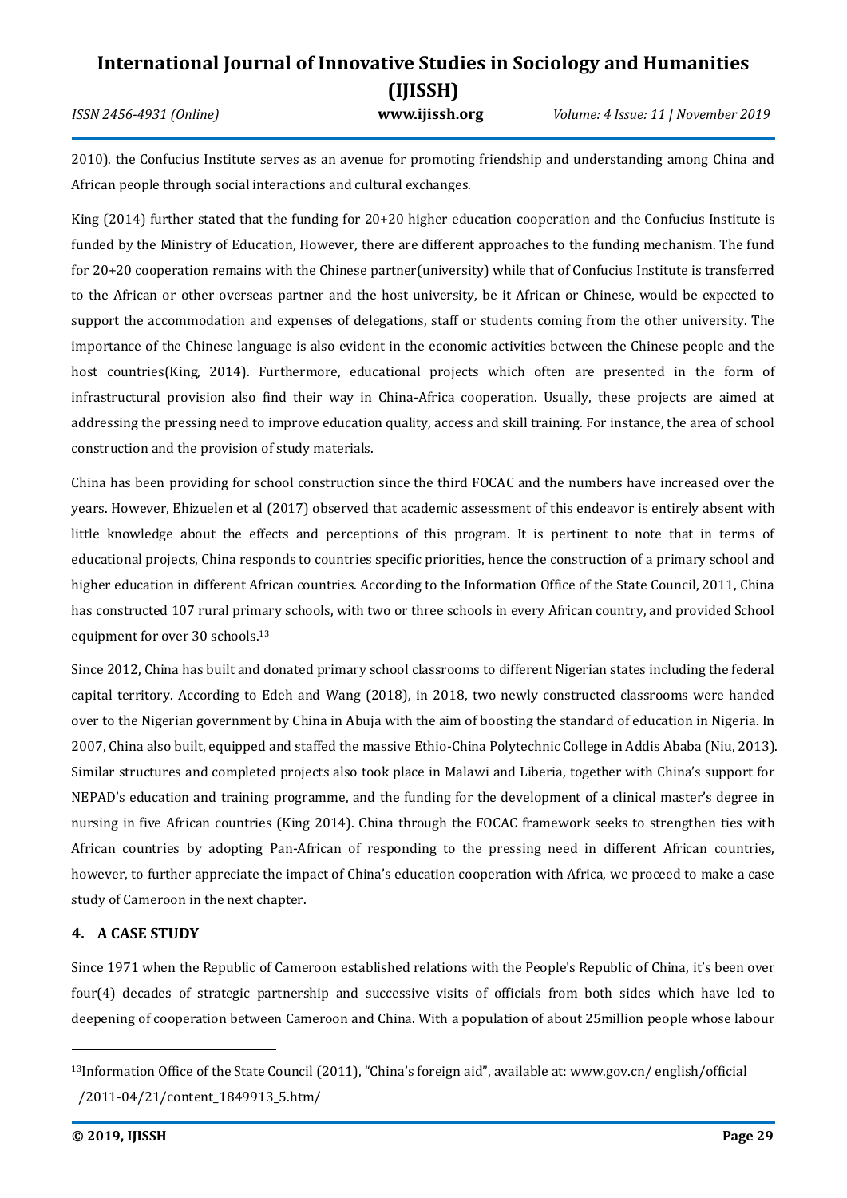2010). the Confucius Institute serves as an avenue for promoting friendship and understanding among China and African people through social interactions and cultural exchanges.

King (2014) further stated that the funding for 20+20 higher education cooperation and the Confucius Institute is funded by the Ministry of Education, However, there are different approaches to the funding mechanism. The fund for 20+20 cooperation remains with the Chinese partner(university) while that of Confucius Institute is transferred to the African or other overseas partner and the host university, be it African or Chinese, would be expected to support the accommodation and expenses of delegations, staff or students coming from the other university. The importance of the Chinese language is also evident in the economic activities between the Chinese people and the host countries(King, 2014). Furthermore, educational projects which often are presented in the form of infrastructural provision also find their way in China-Africa cooperation. Usually, these projects are aimed at addressing the pressing need to improve education quality, access and skill training. For instance, the area of school construction and the provision of study materials.

China has been providing for school construction since the third FOCAC and the numbers have increased over the years. However, Ehizuelen et al (2017) observed that academic assessment of this endeavor is entirely absent with little knowledge about the effects and perceptions of this program. It is pertinent to note that in terms of educational projects, China responds to countries specific priorities, hence the construction of a primary school and higher education in different African countries. According to the Information Office of the State Council, 2011, China has constructed 107 rural primary schools, with two or three schools in every African country, and provided School equipment for over 30 schools.[13]

Since 2012, China has built and donated primary school classrooms to different Nigerian states including the federal capital territory. According to Edeh and Wang (2018), in 2018, two newly constructed classrooms were handed over to the Nigerian government by China in Abuja with the aim of boosting the standard of education in Nigeria. In 2007, China also built, equipped and staffed the massive Ethio-China Polytechnic College in Addis Ababa (Niu, 2013). Similar structures and completed projects also took place in Malawi and Liberia, together with China's support for NEPAD's education and training programme, and the funding for the development of a clinical master's degree in nursing in five African countries (King 2014). China through the FOCAC framework seeks to strengthen ties with African countries by adopting Pan-African of responding to the pressing need in different African countries, however, to further appreciate the impact of China's education cooperation with Africa, we proceed to make a case study of Cameroon in the next chapter.

## 4. A CASE STUDY

Since 1971 when the Republic of Cameroon established relations with the People's Republic of China, it's been over four(4) decades of strategic partnership and successive visits of officials from both sides which have led to deepening of cooperation between Cameroon and China. With a population of about 25million people whose labour

---

[13]Information Office of the State Council (2011), "China's foreign aid", available at: www.gov.cn/ english/official /2011-04/21/content_1849913_5.htm/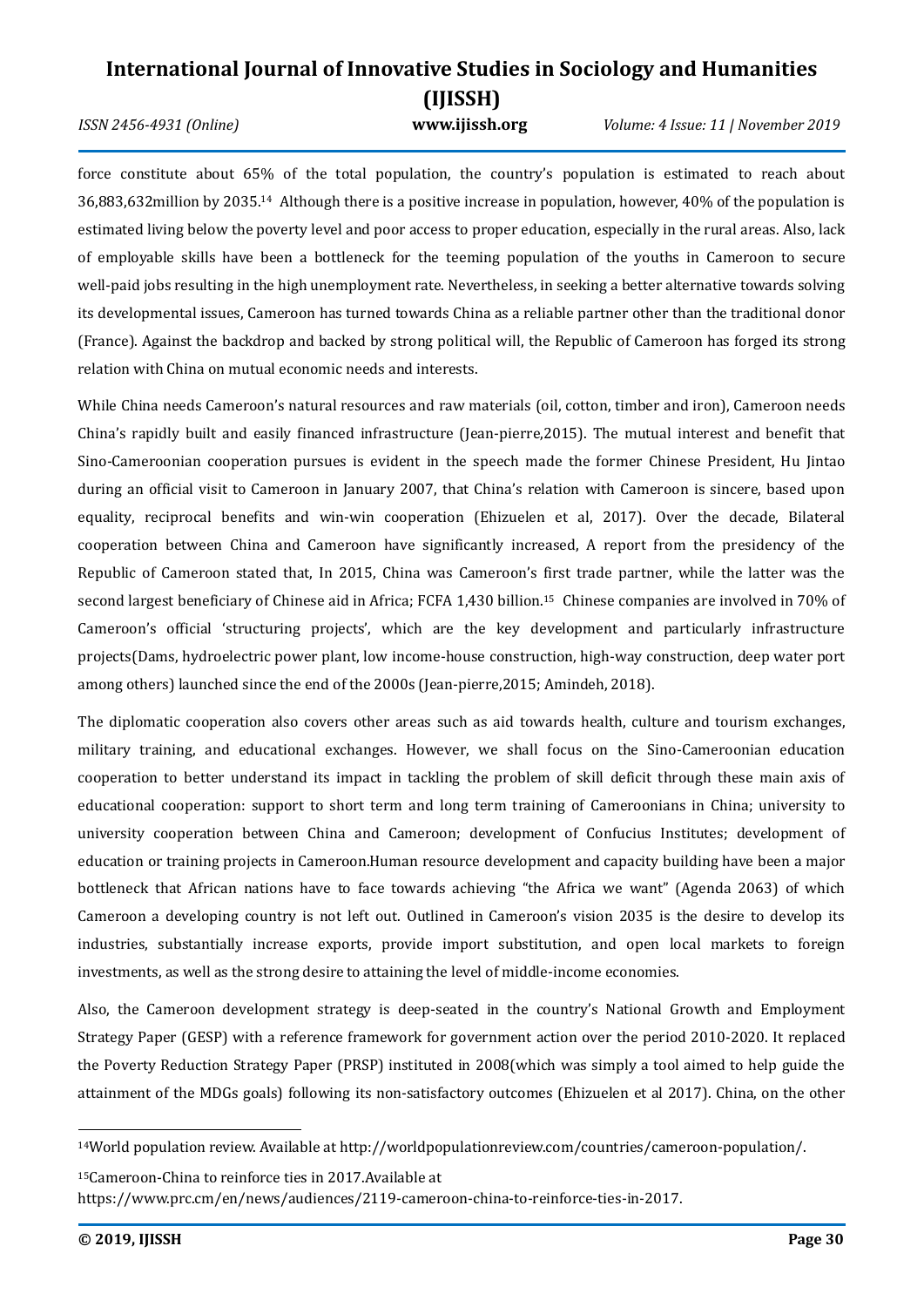force constitute about 65% of the total population, the country's population is estimated to reach about 36,883,632million by 2035.[14] Although there is a positive increase in population, however, 40% of the population is estimated living below the poverty level and poor access to proper education, especially in the rural areas. Also, lack of employable skills have been a bottleneck for the teeming population of the youths in Cameroon to secure well-paid jobs resulting in the high unemployment rate. Nevertheless, in seeking a better alternative towards solving its developmental issues, Cameroon has turned towards China as a reliable partner other than the traditional donor (France). Against the backdrop and backed by strong political will, the Republic of Cameroon has forged its strong relation with China on mutual economic needs and interests.

While China needs Cameroon's natural resources and raw materials (oil, cotton, timber and iron), Cameroon needs China's rapidly built and easily financed infrastructure (Jean-pierre,2015). The mutual interest and benefit that Sino-Cameroonian cooperation pursues is evident in the speech made the former Chinese President, Hu Jintao during an official visit to Cameroon in January 2007, that China's relation with Cameroon is sincere, based upon equality, reciprocal benefits and win-win cooperation (Ehizuelen et al, 2017). Over the decade, Bilateral cooperation between China and Cameroon have significantly increased, A report from the presidency of the Republic of Cameroon stated that, In 2015, China was Cameroon's first trade partner, while the latter was the second largest beneficiary of Chinese aid in Africa; FCFA 1,430 billion.[15] Chinese companies are involved in 70% of Cameroon's official 'structuring projects', which are the key development and particularly infrastructure projects(Dams, hydroelectric power plant, low income-house construction, high-way construction, deep water port among others) launched since the end of the 2000s (Jean-pierre,2015; Amindeh, 2018).

The diplomatic cooperation also covers other areas such as aid towards health, culture and tourism exchanges, military training, and educational exchanges. However, we shall focus on the Sino-Cameroonian education cooperation to better understand its impact in tackling the problem of skill deficit through these main axis of educational cooperation: support to short term and long term training of Cameroonians in China; university to university cooperation between China and Cameroon; development of Confucius Institutes; development of education or training projects in Cameroon.Human resource development and capacity building have been a major bottleneck that African nations have to face towards achieving "the Africa we want" (Agenda 2063) of which Cameroon a developing country is not left out. Outlined in Cameroon's vision 2035 is the desire to develop its industries, substantially increase exports, provide import substitution, and open local markets to foreign investments, as well as the strong desire to attaining the level of middle-income economies.

Also, the Cameroon development strategy is deep-seated in the country's National Growth and Employment Strategy Paper (GESP) with a reference framework for government action over the period 2010-2020. It replaced the Poverty Reduction Strategy Paper (PRSP) instituted in 2008(which was simply a tool aimed to help guide the attainment of the MDGs goals) following its non-satisfactory outcomes (Ehizuelen et al 2017). China, on the other

---

[14] World population review. Available at http://worldpopulationreview.com/countries/cameroon-population/.

[15] Cameroon-China to reinforce ties in 2017.Available at https://www.prc.cm/en/news/audiences/2119-cameroon-china-to-reinforce-ties-in-2017.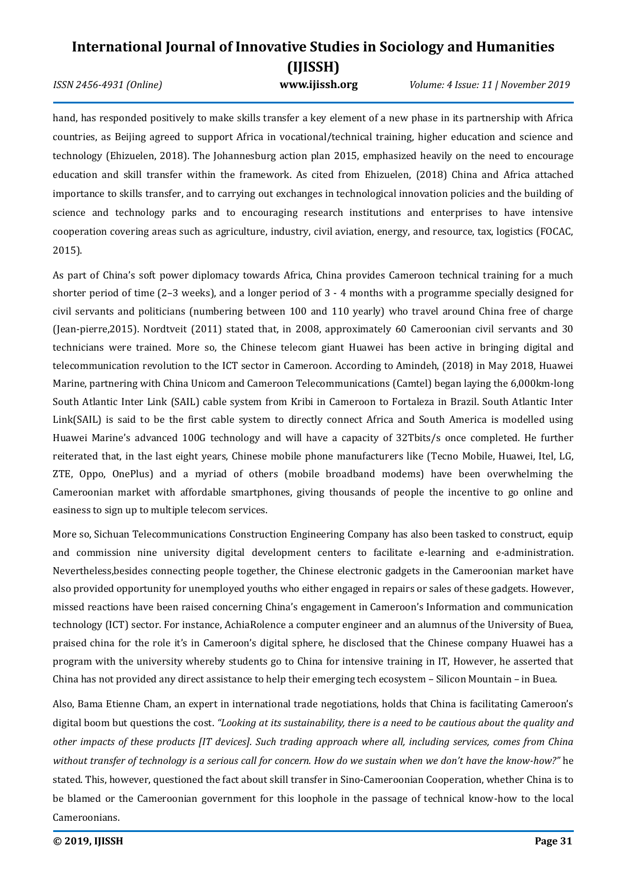hand, has responded positively to make skills transfer a key element of a new phase in its partnership with Africa countries, as Beijing agreed to support Africa in vocational/technical training, higher education and science and technology (Ehizuelen, 2018). The Johannesburg action plan 2015, emphasized heavily on the need to encourage education and skill transfer within the framework. As cited from Ehizuelen, (2018) China and Africa attached importance to skills transfer, and to carrying out exchanges in technological innovation policies and the building of science and technology parks and to encouraging research institutions and enterprises to have intensive cooperation covering areas such as agriculture, industry, civil aviation, energy, and resource, tax, logistics (FOCAC, 2015).

As part of China's soft power diplomacy towards Africa, China provides Cameroon technical training for a much shorter period of time (2–3 weeks), and a longer period of 3 - 4 months with a programme specially designed for civil servants and politicians (numbering between 100 and 110 yearly) who travel around China free of charge (Jean-pierre,2015). Nordtveit (2011) stated that, in 2008, approximately 60 Cameroonian civil servants and 30 technicians were trained. More so, the Chinese telecom giant Huawei has been active in bringing digital and telecommunication revolution to the ICT sector in Cameroon. According to Amindeh, (2018) in May 2018, Huawei Marine, partnering with China Unicom and Cameroon Telecommunications (Camtel) began laying the 6,000km-long South Atlantic Inter Link (SAIL) cable system from Kribi in Cameroon to Fortaleza in Brazil. South Atlantic Inter Link(SAIL) is said to be the first cable system to directly connect Africa and South America is modelled using Huawei Marine's advanced 100G technology and will have a capacity of 32Tbits/s once completed. He further reiterated that, in the last eight years, Chinese mobile phone manufacturers like (Tecno Mobile, Huawei, Itel, LG, ZTE, Oppo, OnePlus) and a myriad of others (mobile broadband modems) have been overwhelming the Cameroonian market with affordable smartphones, giving thousands of people the incentive to go online and easiness to sign up to multiple telecom services.

More so, Sichuan Telecommunications Construction Engineering Company has also been tasked to construct, equip and commission nine university digital development centers to facilitate e-learning and e-administration. Nevertheless,besides connecting people together, the Chinese electronic gadgets in the Cameroonian market have also provided opportunity for unemployed youths who either engaged in repairs or sales of these gadgets. However, missed reactions have been raised concerning China's engagement in Cameroon's Information and communication technology (ICT) sector. For instance, AchiaRolence a computer engineer and an alumnus of the University of Buea, praised china for the role it's in Cameroon's digital sphere, he disclosed that the Chinese company Huawei has a program with the university whereby students go to China for intensive training in IT, However, he asserted that China has not provided any direct assistance to help their emerging tech ecosystem – Silicon Mountain – in Buea.

Also, Bama Etienne Cham, an expert in international trade negotiations, holds that China is facilitating Cameroon's digital boom but questions the cost. *"Looking at its sustainability, there is a need to be cautious about the quality and other impacts of these products [IT devices]. Such trading approach where all, including services, comes from China without transfer of technology is a serious call for concern. How do we sustain when we don't have the know-how?"* he stated. This, however, questioned the fact about skill transfer in Sino-Cameroonian Cooperation, whether China is to be blamed or the Cameroonian government for this loophole in the passage of technical know-how to the local Cameroonians.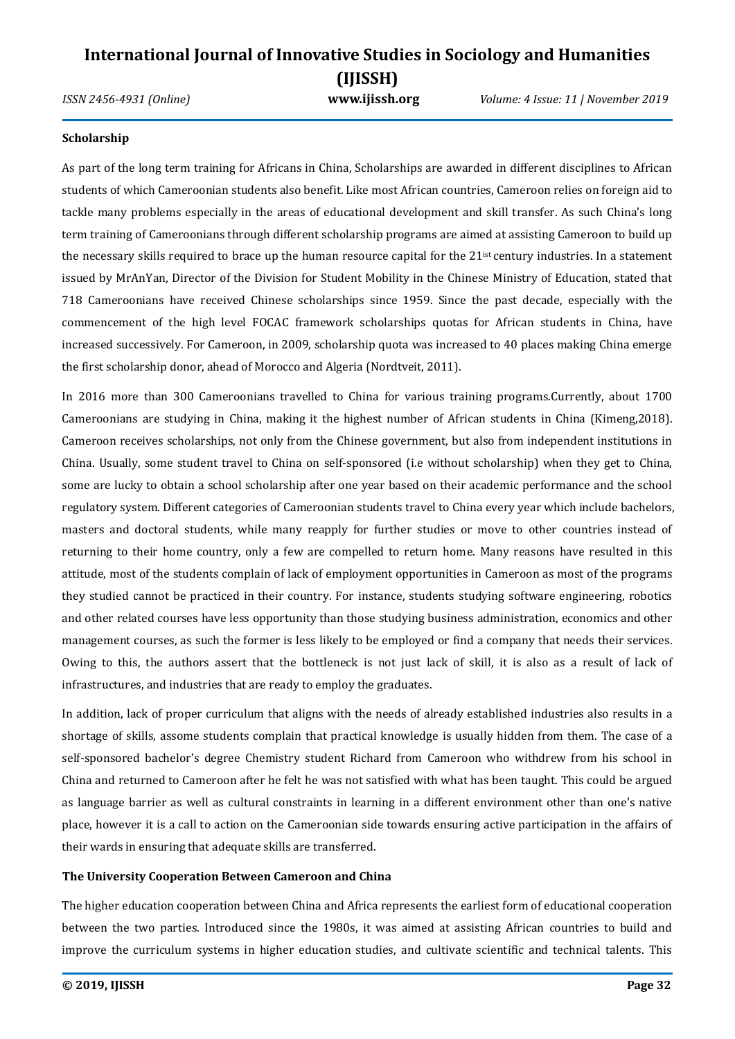**Scholarship**

As part of the long term training for Africans in China, Scholarships are awarded in different disciplines to African students of which Cameroonian students also benefit. Like most African countries, Cameroon relies on foreign aid to tackle many problems especially in the areas of educational development and skill transfer. As such China's long term training of Cameroonians through different scholarship programs are aimed at assisting Cameroon to build up the necessary skills required to brace up the human resource capital for the 21ist century industries. In a statement issued by MrAnYan, Director of the Division for Student Mobility in the Chinese Ministry of Education, stated that 718 Cameroonians have received Chinese scholarships since 1959. Since the past decade, especially with the commencement of the high level FOCAC framework scholarships quotas for African students in China, have increased successively. For Cameroon, in 2009, scholarship quota was increased to 40 places making China emerge the first scholarship donor, ahead of Morocco and Algeria (Nordtveit, 2011).

In 2016 more than 300 Cameroonians travelled to China for various training programs.Currently, about 1700 Cameroonians are studying in China, making it the highest number of African students in China (Kimeng,2018). Cameroon receives scholarships, not only from the Chinese government, but also from independent institutions in China. Usually, some student travel to China on self-sponsored (i.e without scholarship) when they get to China, some are lucky to obtain a school scholarship after one year based on their academic performance and the school regulatory system. Different categories of Cameroonian students travel to China every year which include bachelors, masters and doctoral students, while many reapply for further studies or move to other countries instead of returning to their home country, only a few are compelled to return home. Many reasons have resulted in this attitude, most of the students complain of lack of employment opportunities in Cameroon as most of the programs they studied cannot be practiced in their country. For instance, students studying software engineering, robotics and other related courses have less opportunity than those studying business administration, economics and other management courses, as such the former is less likely to be employed or find a company that needs their services. Owing to this, the authors assert that the bottleneck is not just lack of skill, it is also as a result of lack of infrastructures, and industries that are ready to employ the graduates.

In addition, lack of proper curriculum that aligns with the needs of already established industries also results in a shortage of skills, assome students complain that practical knowledge is usually hidden from them. The case of a self-sponsored bachelor's degree Chemistry student Richard from Cameroon who withdrew from his school in China and returned to Cameroon after he felt he was not satisfied with what has been taught. This could be argued as language barrier as well as cultural constraints in learning in a different environment other than one's native place, however it is a call to action on the Cameroonian side towards ensuring active participation in the affairs of their wards in ensuring that adequate skills are transferred.

**The University Cooperation Between Cameroon and China**

The higher education cooperation between China and Africa represents the earliest form of educational cooperation between the two parties. Introduced since the 1980s, it was aimed at assisting African countries to build and improve the curriculum systems in higher education studies, and cultivate scientific and technical talents. This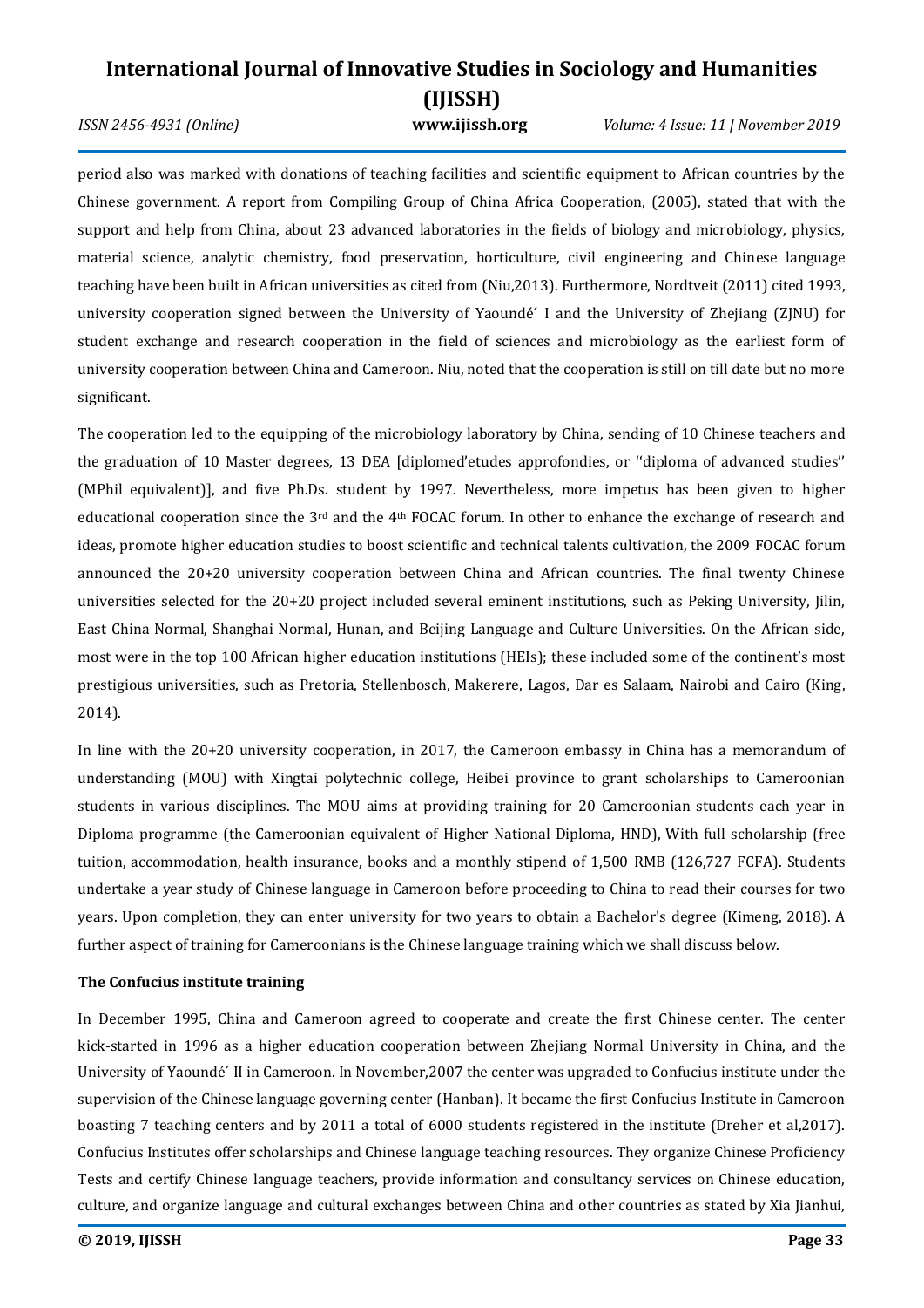period also was marked with donations of teaching facilities and scientific equipment to African countries by the Chinese government. A report from Compiling Group of China Africa Cooperation, (2005), stated that with the support and help from China, about 23 advanced laboratories in the fields of biology and microbiology, physics, material science, analytic chemistry, food preservation, horticulture, civil engineering and Chinese language teaching have been built in African universities as cited from (Niu,2013). Furthermore, Nordtveit (2011) cited 1993, university cooperation signed between the University of Yaoundé I and the University of Zhejiang (ZJNU) for student exchange and research cooperation in the field of sciences and microbiology as the earliest form of university cooperation between China and Cameroon. Niu, noted that the cooperation is still on till date but no more significant.

The cooperation led to the equipping of the microbiology laboratory by China, sending of 10 Chinese teachers and the graduation of 10 Master degrees, 13 DEA [diplomed'etudes approfondies, or ''diploma of advanced studies'' (MPhil equivalent)], and five Ph.Ds. student by 1997. Nevertheless, more impetus has been given to higher educational cooperation since the 3rd and the 4th FOCAC forum. In other to enhance the exchange of research and ideas, promote higher education studies to boost scientific and technical talents cultivation, the 2009 FOCAC forum announced the 20+20 university cooperation between China and African countries. The final twenty Chinese universities selected for the 20+20 project included several eminent institutions, such as Peking University, Jilin, East China Normal, Shanghai Normal, Hunan, and Beijing Language and Culture Universities. On the African side, most were in the top 100 African higher education institutions (HEIs); these included some of the continent's most prestigious universities, such as Pretoria, Stellenbosch, Makerere, Lagos, Dar es Salaam, Nairobi and Cairo (King, 2014).

In line with the 20+20 university cooperation, in 2017, the Cameroon embassy in China has a memorandum of understanding (MOU) with Xingtai polytechnic college, Heibei province to grant scholarships to Cameroonian students in various disciplines. The MOU aims at providing training for 20 Cameroonian students each year in Diploma programme (the Cameroonian equivalent of Higher National Diploma, HND), With full scholarship (free tuition, accommodation, health insurance, books and a monthly stipend of 1,500 RMB (126,727 FCFA). Students undertake a year study of Chinese language in Cameroon before proceeding to China to read their courses for two years. Upon completion, they can enter university for two years to obtain a Bachelor's degree (Kimeng, 2018). A further aspect of training for Cameroonians is the Chinese language training which we shall discuss below.

**The Confucius institute training**

In December 1995, China and Cameroon agreed to cooperate and create the first Chinese center. The center kick-started in 1996 as a higher education cooperation between Zhejiang Normal University in China, and the University of Yaoundé II in Cameroon. In November,2007 the center was upgraded to Confucius institute under the supervision of the Chinese language governing center (Hanban). It became the first Confucius Institute in Cameroon boasting 7 teaching centers and by 2011 a total of 6000 students registered in the institute (Dreher et al,2017). Confucius Institutes offer scholarships and Chinese language teaching resources. They organize Chinese Proficiency Tests and certify Chinese language teachers, provide information and consultancy services on Chinese education, culture, and organize language and cultural exchanges between China and other countries as stated by Xia Jianhui,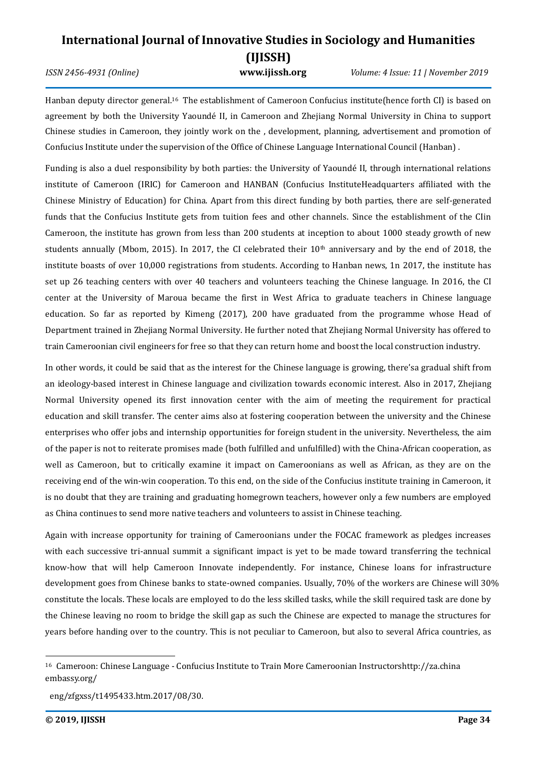Hanban deputy director general.[16] The establishment of Cameroon Confucius institute(hence forth CI) is based on agreement by both the University Yaoundé II, in Cameroon and Zhejiang Normal University in China to support Chinese studies in Cameroon, they jointly work on the , development, planning, advertisement and promotion of Confucius Institute under the supervision of the Office of Chinese Language International Council (Hanban) .

Funding is also a duel responsibility by both parties: the University of Yaoundé II, through international relations institute of Cameroon (IRIC) for Cameroon and HANBAN (Confucius InstituteHeadquarters affiliated with the Chinese Ministry of Education) for China. Apart from this direct funding by both parties, there are self-generated funds that the Confucius Institute gets from tuition fees and other channels. Since the establishment of the CIin Cameroon, the institute has grown from less than 200 students at inception to about 1000 steady growth of new students annually (Mbom, 2015). In 2017, the CI celebrated their 10th anniversary and by the end of 2018, the institute boasts of over 10,000 registrations from students. According to Hanban news, 1n 2017, the institute has set up 26 teaching centers with over 40 teachers and volunteers teaching the Chinese language. In 2016, the CI center at the University of Maroua became the first in West Africa to graduate teachers in Chinese language education. So far as reported by Kimeng (2017), 200 have graduated from the programme whose Head of Department trained in Zhejiang Normal University. He further noted that Zhejiang Normal University has offered to train Cameroonian civil engineers for free so that they can return home and boost the local construction industry.

In other words, it could be said that as the interest for the Chinese language is growing, there'sa gradual shift from an ideology-based interest in Chinese language and civilization towards economic interest. Also in 2017, Zhejiang Normal University opened its first innovation center with the aim of meeting the requirement for practical education and skill transfer. The center aims also at fostering cooperation between the university and the Chinese enterprises who offer jobs and internship opportunities for foreign student in the university. Nevertheless, the aim of the paper is not to reiterate promises made (both fulfilled and unfulfilled) with the China-African cooperation, as well as Cameroon, but to critically examine it impact on Cameroonians as well as African, as they are on the receiving end of the win-win cooperation. To this end, on the side of the Confucius institute training in Cameroon, it is no doubt that they are training and graduating homegrown teachers, however only a few numbers are employed as China continues to send more native teachers and volunteers to assist in Chinese teaching.

Again with increase opportunity for training of Cameroonians under the FOCAC framework as pledges increases with each successive tri-annual summit a significant impact is yet to be made toward transferring the technical know-how that will help Cameroon Innovate independently. For instance, Chinese loans for infrastructure development goes from Chinese banks to state-owned companies. Usually, 70% of the workers are Chinese will 30% constitute the locals. These locals are employed to do the less skilled tasks, while the skill required task are done by the Chinese leaving no room to bridge the skill gap as such the Chinese are expected to manage the structures for years before handing over to the country. This is not peculiar to Cameroon, but also to several Africa countries, as

---

[16] Cameroon: Chinese Language - Confucius Institute to Train More Cameroonian Instructorshttp://za.china embassy.org/

eng/zfgxss/t1495433.htm.2017/08/30.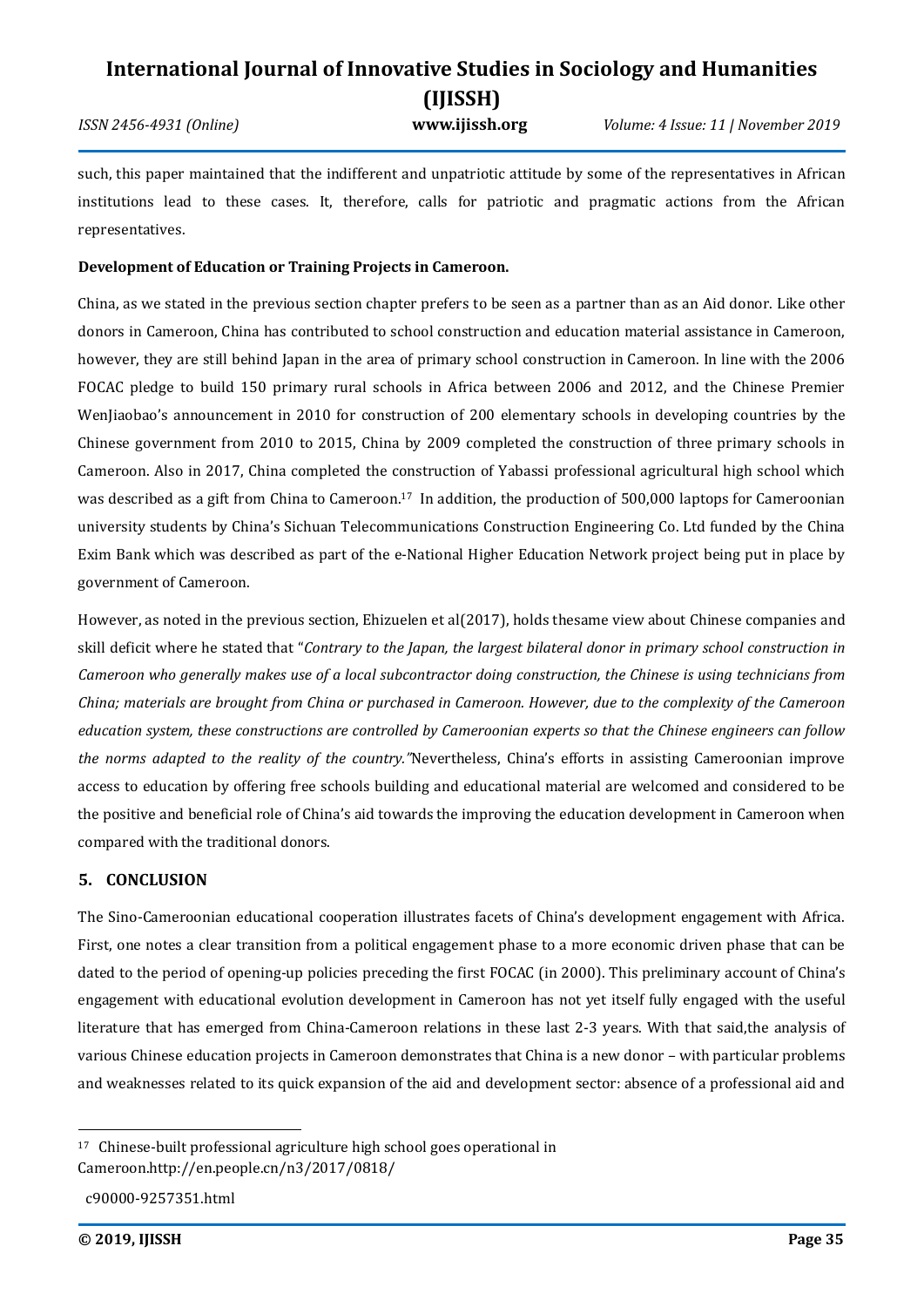such, this paper maintained that the indifferent and unpatriotic attitude by some of the representatives in African institutions lead to these cases. It, therefore, calls for patriotic and pragmatic actions from the African representatives.

**Development of Education or Training Projects in Cameroon.**

China, as we stated in the previous section chapter prefers to be seen as a partner than as an Aid donor. Like other donors in Cameroon, China has contributed to school construction and education material assistance in Cameroon, however, they are still behind Japan in the area of primary school construction in Cameroon. In line with the 2006 FOCAC pledge to build 150 primary rural schools in Africa between 2006 and 2012, and the Chinese Premier WenJiaobao's announcement in 2010 for construction of 200 elementary schools in developing countries by the Chinese government from 2010 to 2015, China by 2009 completed the construction of three primary schools in Cameroon. Also in 2017, China completed the construction of Yabassi professional agricultural high school which was described as a gift from China to Cameroon.[17] In addition, the production of 500,000 laptops for Cameroonian university students by China's Sichuan Telecommunications Construction Engineering Co. Ltd funded by the China Exim Bank which was described as part of the e-National Higher Education Network project being put in place by government of Cameroon.

However, as noted in the previous section, Ehizuelen et al(2017), holds thesame view about Chinese companies and skill deficit where he stated that "*Contrary to the Japan, the largest bilateral donor in primary school construction in Cameroon who generally makes use of a local subcontractor doing construction, the Chinese is using technicians from China; materials are brought from China or purchased in Cameroon. However, due to the complexity of the Cameroon education system, these constructions are controlled by Cameroonian experts so that the Chinese engineers can follow the norms adapted to the reality of the country."*Nevertheless, China's efforts in assisting Cameroonian improve access to education by offering free schools building and educational material are welcomed and considered to be the positive and beneficial role of China's aid towards the improving the education development in Cameroon when compared with the traditional donors.

## 5. CONCLUSION

The Sino-Cameroonian educational cooperation illustrates facets of China's development engagement with Africa. First, one notes a clear transition from a political engagement phase to a more economic driven phase that can be dated to the period of opening-up policies preceding the first FOCAC (in 2000). This preliminary account of China's engagement with educational evolution development in Cameroon has not yet itself fully engaged with the useful literature that has emerged from China-Cameroon relations in these last 2-3 years. With that said,the analysis of various Chinese education projects in Cameroon demonstrates that China is a new donor – with particular problems and weaknesses related to its quick expansion of the aid and development sector: absence of a professional aid and

---

[17] Chinese-built professional agriculture high school goes operational in Cameroon.http://en.people.cn/n3/2017/0818/ c90000-9257351.html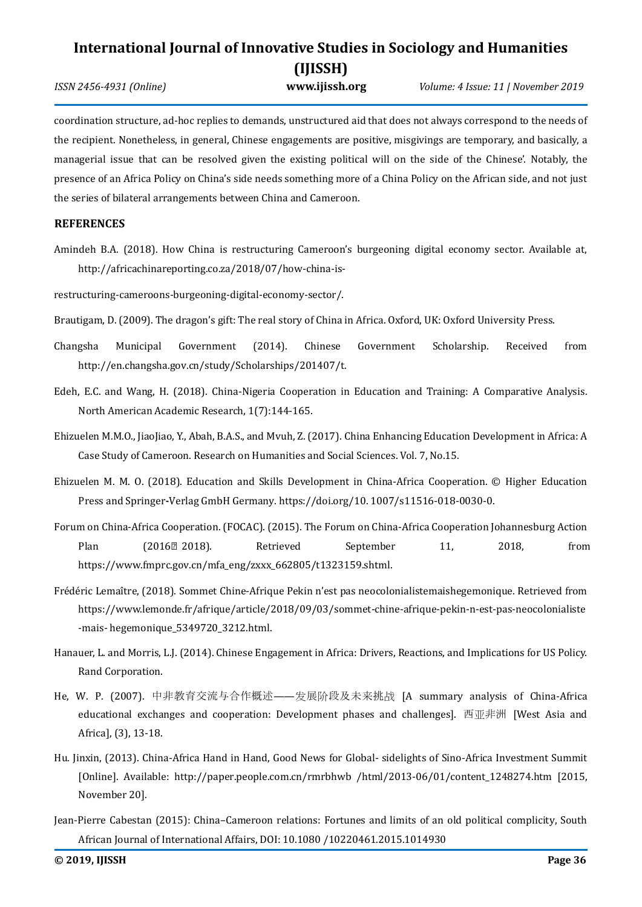coordination structure, ad-hoc replies to demands, unstructured aid that does not always correspond to the needs of the recipient. Nonetheless, in general, Chinese engagements are positive, misgivings are temporary, and basically, a managerial issue that can be resolved given the existing political will on the side of the Chinese'. Notably, the presence of an Africa Policy on China's side needs something more of a China Policy on the African side, and not just the series of bilateral arrangements between China and Cameroon.

## REFERENCES

Amindeh B.A. (2018). How China is restructuring Cameroon's burgeoning digital economy sector. Available at, http://africachinareporting.co.za/2018/07/how-china-is-

restructuring-cameroons-burgeoning-digital-economy-sector/.

Brautigam, D. (2009). The dragon's gift: The real story of China in Africa. Oxford, UK: Oxford University Press.

Changsha Municipal Government (2014). Chinese Government Scholarship. Received from http://en.changsha.gov.cn/study/Scholarships/201407/t.

Edeh, E.C. and Wang, H. (2018). China-Nigeria Cooperation in Education and Training: A Comparative Analysis. North American Academic Research, 1(7):144-165.

Ehizuelen M.M.O., JiaoJiao, Y., Abah, B.A.S., and Mvuh, Z. (2017). China Enhancing Education Development in Africa: A Case Study of Cameroon. Research on Humanities and Social Sciences. Vol. 7, No.15.

Ehizuelen M. M. O. (2018). Education and Skills Development in China-Africa Cooperation. © Higher Education Press and Springer-Verlag GmbH Germany. https://doi.org/10. 1007/s11516-018-0030-0.

Forum on China-Africa Cooperation. (FOCAC). (2015). The Forum on China-Africa Cooperation Johannesburg Action Plan (2016 2018). Retrieved September 11, 2018, from https://www.fmprc.gov.cn/mfa_eng/zxxx_662805/t1323159.shtml.

Frédéric Lemaître, (2018). Sommet Chine-Afrique Pekin n'est pas neocolonialistemaishegemonique. Retrieved from https://www.lemonde.fr/afrique/article/2018/09/03/sommet-chine-afrique-pekin-n-est-pas-neocolonialiste-mais- hegemonique_5349720_3212.html.

Hanauer, L. and Morris, L.J. (2014). Chinese Engagement in Africa: Drivers, Reactions, and Implications for US Policy. Rand Corporation.

He, W. P. (2007). 中非教育交流与合作概述——发展阶段及未来挑战 [A summary analysis of China-Africa educational exchanges and cooperation: Development phases and challenges]. 西亚非洲 [West Asia and Africa], (3), 13-18.

Hu. Jinxin, (2013). China-Africa Hand in Hand, Good News for Global- sidelights of Sino-Africa Investment Summit [Online]. Available: http://paper.people.com.cn/rmrbhwb /html/2013-06/01/content_1248274.htm [2015, November 20].

Jean-Pierre Cabestan (2015): China–Cameroon relations: Fortunes and limits of an old political complicity, South African Journal of International Affairs, DOI: 10.1080 /10220461.2015.1014930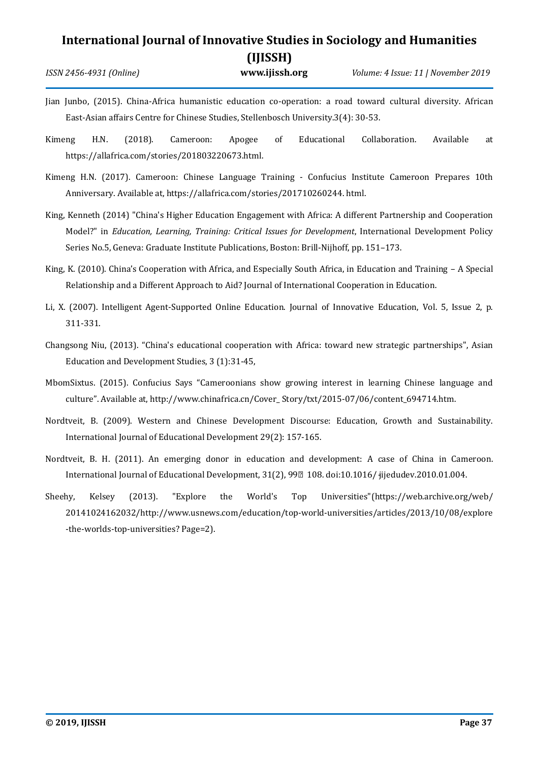Jian Junbo, (2015). China-Africa humanistic education co-operation: a road toward cultural diversity. African East-Asian affairs Centre for Chinese Studies, Stellenbosch University.3(4): 30-53.

Kimeng H.N. (2018). Cameroon: Apogee of Educational Collaboration. Available at https://allafrica.com/stories/201803220673.html.

Kimeng H.N. (2017). Cameroon: Chinese Language Training - Confucius Institute Cameroon Prepares 10th Anniversary. Available at, https://allafrica.com/stories/201710260244. html.

King, Kenneth (2014) "China's Higher Education Engagement with Africa: A different Partnership and Cooperation Model?" in *Education, Learning, Training: Critical Issues for Development*, International Development Policy Series No.5, Geneva: Graduate Institute Publications, Boston: Brill-Nijhoff, pp. 151–173.

King, K. (2010). China's Cooperation with Africa, and Especially South Africa, in Education and Training – A Special Relationship and a Different Approach to Aid? Journal of International Cooperation in Education.

Li, X. (2007). Intelligent Agent-Supported Online Education. Journal of Innovative Education, Vol. 5, Issue 2, p. 311-331.

Changsong Niu, (2013). "China's educational cooperation with Africa: toward new strategic partnerships", Asian Education and Development Studies, 3 (1):31-45,

MbomSixtus. (2015). Confucius Says "Cameroonians show growing interest in learning Chinese language and culture". Available at, http://www.chinafrica.cn/Cover_ Story/txt/2015-07/06/content_694714.htm.

Nordtveit, B. (2009). Western and Chinese Development Discourse: Education, Growth and Sustainability. International Journal of Educational Development 29(2): 157-165.

Nordtveit, B. H. (2011). An emerging donor in education and development: A case of China in Cameroon. International Journal of Educational Development, 31(2), 99 108. doi:10.1016/ ‑ijedudev.2010.01.004.

Sheehy, Kelsey (2013). "Explore the World's Top Universities"(https://web.archive.org/web/ 20141024162032/http://www.usnews.com/education/top-world-universities/articles/2013/10/08/explore -the-worlds-top-universities? Page=2).